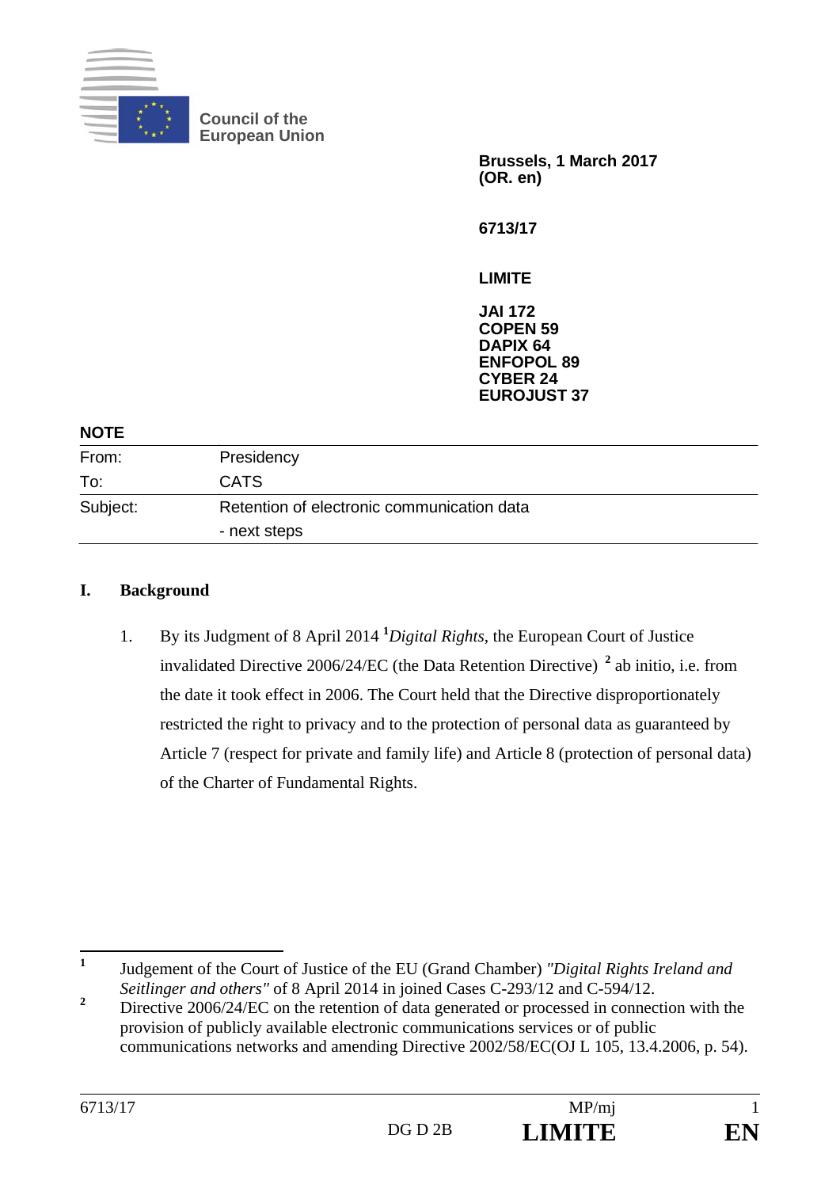Council of the European Union

**Brussels, 1 March 2017**
**(OR. en)**

**6713/17**

**LIMITE**

**JAI 172**
**COPEN 59**
**DAPIX 64**
**ENFOPOL 89**
**CYBER 24**
**EUROJUST 37**

**NOTE**

| | |
|---|---|
| From: | Presidency |
| To: | CATS |
| Subject: | Retention of electronic communication data<br>- next steps |

## I. Background

1. By its Judgment of 8 April 2014 [1]*Digital Rights*, the European Court of Justice invalidated Directive 2006/24/EC (the Data Retention Directive) [2] ab initio, i.e. from the date it took effect in 2006. The Court held that the Directive disproportionately restricted the right to privacy and to the protection of personal data as guaranteed by Article 7 (respect for private and family life) and Article 8 (protection of personal data) of the Charter of Fundamental Rights.

---

[1] Judgement of the Court of Justice of the EU (Grand Chamber) *"Digital Rights Ireland and Seitlinger and others"* of 8 April 2014 in joined Cases C-293/12 and C-594/12.

[2] Directive 2006/24/EC on the retention of data generated or processed in connection with the provision of publicly available electronic communications services or of public communications networks and amending Directive 2002/58/EC(OJ L 105, 13.4.2006, p. 54).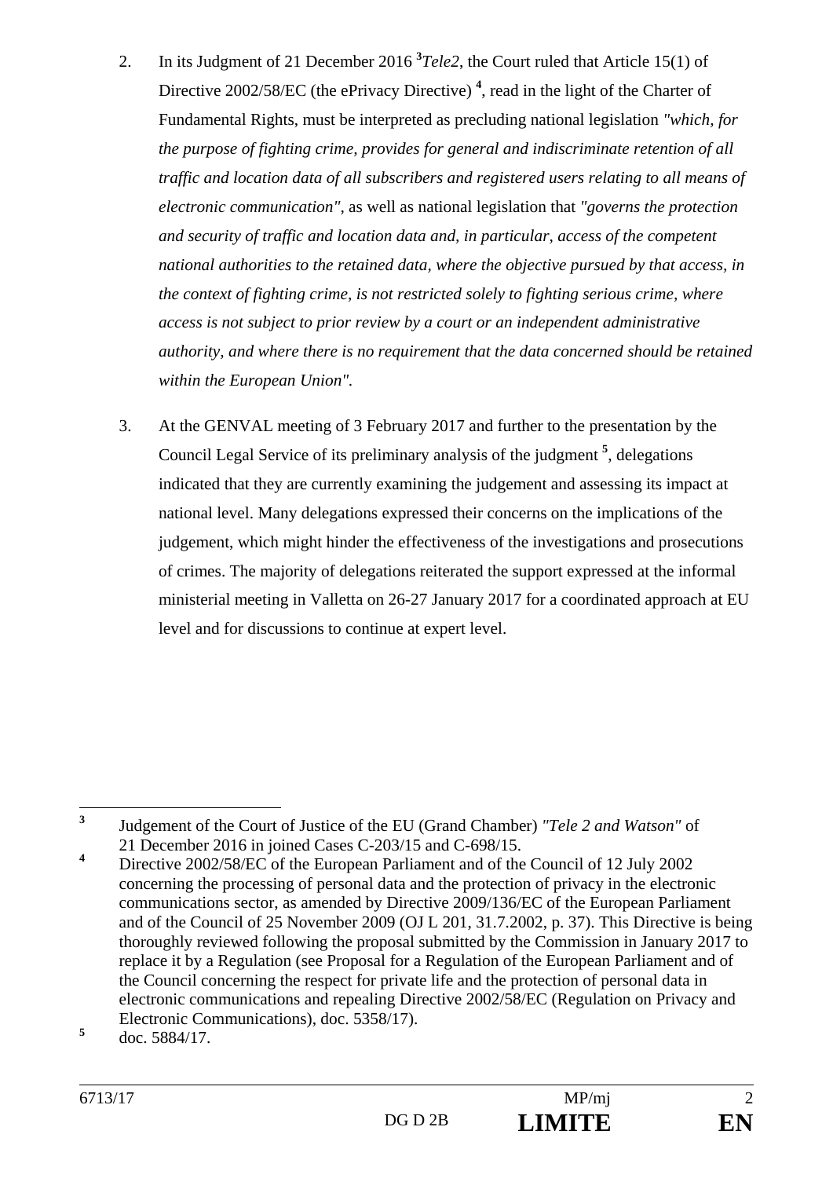2. In its Judgment of 21 December 2016 [3]*Tele2*, the Court ruled that Article 15(1) of Directive 2002/58/EC (the ePrivacy Directive) [4], read in the light of the Charter of Fundamental Rights, must be interpreted as precluding national legislation *"which, for the purpose of fighting crime, provides for general and indiscriminate retention of all traffic and location data of all subscribers and registered users relating to all means of electronic communication"*, as well as national legislation that *"governs the protection and security of traffic and location data and, in particular, access of the competent national authorities to the retained data, where the objective pursued by that access, in the context of fighting crime, is not restricted solely to fighting serious crime, where access is not subject to prior review by a court or an independent administrative authority, and where there is no requirement that the data concerned should be retained within the European Union"*.

3. At the GENVAL meeting of 3 February 2017 and further to the presentation by the Council Legal Service of its preliminary analysis of the judgment [5], delegations indicated that they are currently examining the judgement and assessing its impact at national level. Many delegations expressed their concerns on the implications of the judgement, which might hinder the effectiveness of the investigations and prosecutions of crimes. The majority of delegations reiterated the support expressed at the informal ministerial meeting in Valletta on 26-27 January 2017 for a coordinated approach at EU level and for discussions to continue at expert level.

---

[3] Judgement of the Court of Justice of the EU (Grand Chamber) *"Tele 2 and Watson"* of 21 December 2016 in joined Cases C-203/15 and C-698/15.

[4] Directive 2002/58/EC of the European Parliament and of the Council of 12 July 2002 concerning the processing of personal data and the protection of privacy in the electronic communications sector, as amended by Directive 2009/136/EC of the European Parliament and of the Council of 25 November 2009 (OJ L 201, 31.7.2002, p. 37). This Directive is being thoroughly reviewed following the proposal submitted by the Commission in January 2017 to replace it by a Regulation (see Proposal for a Regulation of the European Parliament and of the Council concerning the respect for private life and the protection of personal data in electronic communications and repealing Directive 2002/58/EC (Regulation on Privacy and Electronic Communications), doc. 5358/17).

[5] doc. 5884/17.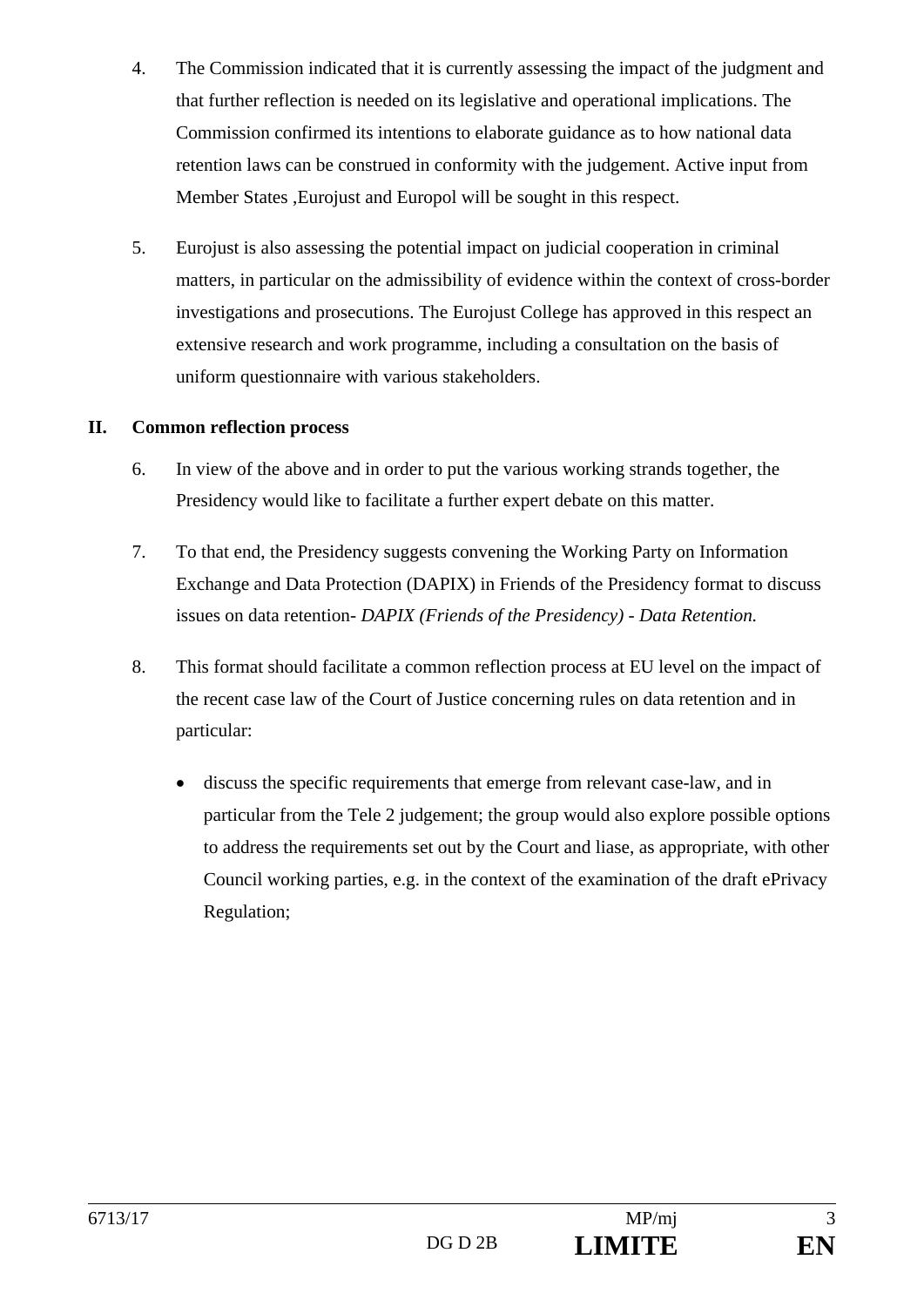4. The Commission indicated that it is currently assessing the impact of the judgment and that further reflection is needed on its legislative and operational implications. The Commission confirmed its intentions to elaborate guidance as to how national data retention laws can be construed in conformity with the judgement. Active input from Member States ,Eurojust and Europol will be sought in this respect.

5. Eurojust is also assessing the potential impact on judicial cooperation in criminal matters, in particular on the admissibility of evidence within the context of cross-border investigations and prosecutions. The Eurojust College has approved in this respect an extensive research and work programme, including a consultation on the basis of uniform questionnaire with various stakeholders.

## II. Common reflection process

6. In view of the above and in order to put the various working strands together, the Presidency would like to facilitate a further expert debate on this matter.

7. To that end, the Presidency suggests convening the Working Party on Information Exchange and Data Protection (DAPIX) in Friends of the Presidency format to discuss issues on data retention- *DAPIX (Friends of the Presidency) - Data Retention.*

8. This format should facilitate a common reflection process at EU level on the impact of the recent case law of the Court of Justice concerning rules on data retention and in particular:

   - discuss the specific requirements that emerge from relevant case-law, and in particular from the Tele 2 judgement; the group would also explore possible options to address the requirements set out by the Court and liase, as appropriate, with other Council working parties, e.g. in the context of the examination of the draft ePrivacy Regulation;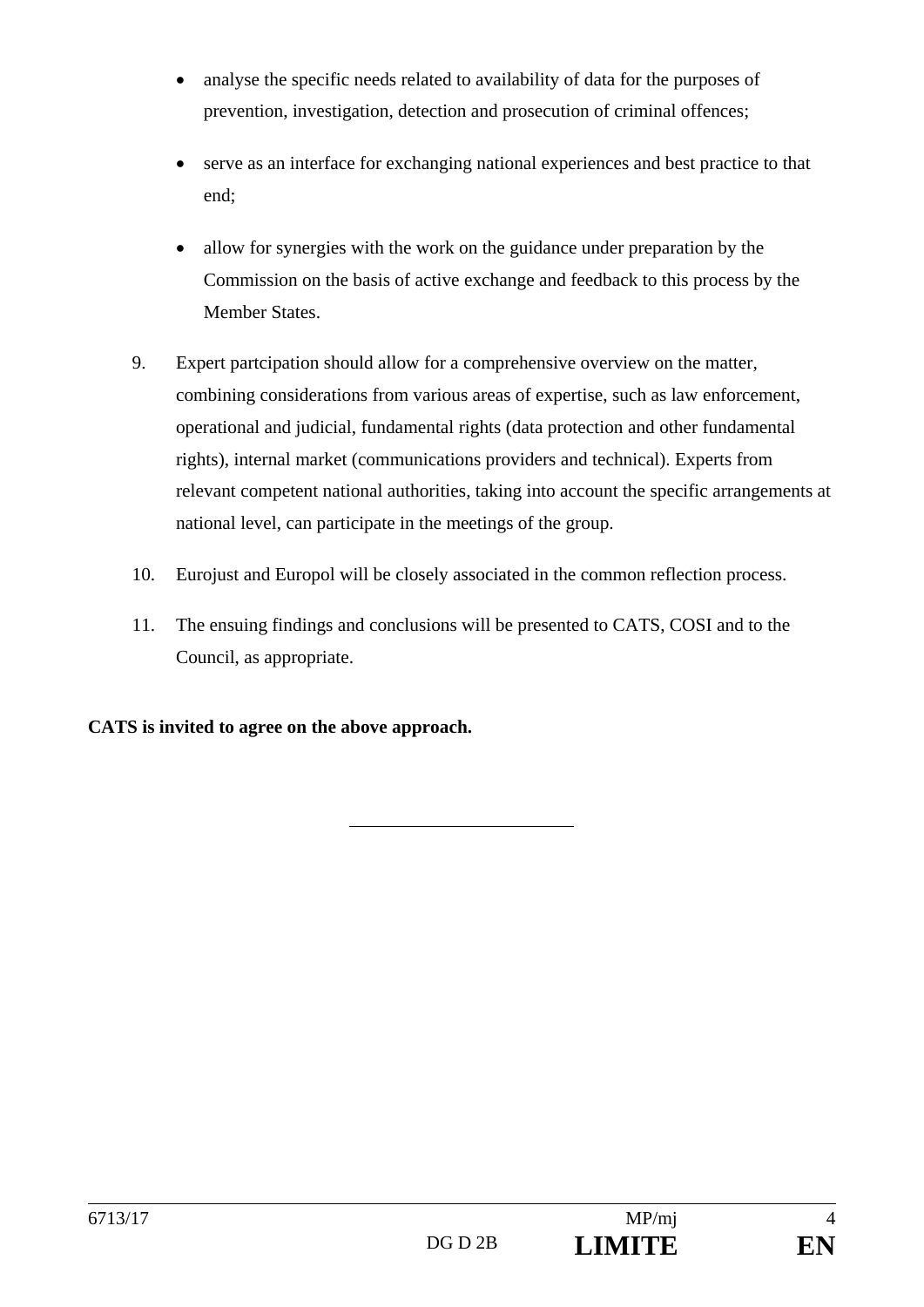- analyse the specific needs related to availability of data for the purposes of prevention, investigation, detection and prosecution of criminal offences;
- serve as an interface for exchanging national experiences and best practice to that end;
- allow for synergies with the work on the guidance under preparation by the Commission on the basis of active exchange and feedback to this process by the Member States.

9. Expert partcipation should allow for a comprehensive overview on the matter, combining considerations from various areas of expertise, such as law enforcement, operational and judicial, fundamental rights (data protection and other fundamental rights), internal market (communications providers and technical). Experts from relevant competent national authorities, taking into account the specific arrangements at national level, can participate in the meetings of the group.

10. Eurojust and Europol will be closely associated in the common reflection process.

11. The ensuing findings and conclusions will be presented to CATS, COSI and to the Council, as appropriate.

**CATS is invited to agree on the above approach.**